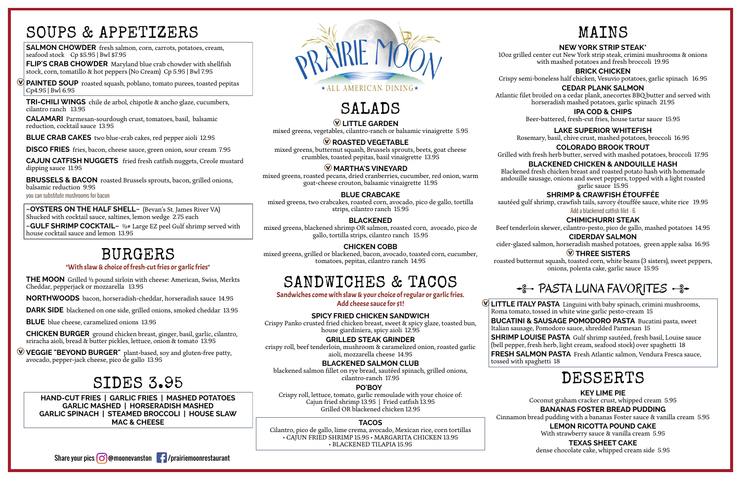# PRAIRIE MOON

★ALL AMERICAN DINING★

## SOUPS & APPETIZERS

**SALMON CHOWDER** fresh salmon, corn, carrots, potatoes, cream, seafood stock Cp $5.95 | Bwl $7.95

**FLIP'S CRAB CHOWDER** Maryland blue crab chowder with shellfish stock, corn, tomatillo & hot peppers (No Cream) Cp 5.95 | Bwl 7.95

Ⓥ **PAINTED SOUP** roasted squash, poblano, tomato purees, toasted pepitas Cp4.95 | Bwl 6.95

**TRI-CHILI WINGS** chile de arbol, chipotle & ancho glaze, cucumbers, cilantro ranch 13.95

**CALAMARI** Parmesan-sourdough crust, tomatoes, basil, balsamic reduction, cocktail sauce 13.95

**BLUE CRAB CAKES** two blue-crab cakes, red pepper aioli 12.95

**DISCO FRIES** fries, bacon, cheese sauce, green onion, sour cream 7.95

**CAJUN CATFISH NUGGETS** fried fresh catfish nuggets, Creole mustard dipping sauce 11.95

**BRUSSELS & BACON** roasted Brussels sprouts, bacon, grilled onions, balsamic reduction 9.95

you can substitute mushrooms for bacon

**~OYSTERS ON THE HALF SHELL~** (Bevan's St. James River VA) Shucked with cocktail sauce, saltines, lemon wedge 2.75 each

**~GULF SHRIMP COCKTAIL~** ½# Large EZ peel Gulf shrimp served with house cocktail sauce and lemon 13.95

## BURGERS

*With slaw & choice of fresh-cut fries or garlic fries*

**THE MOON** Grilled ½ pound sirloin with cheese: American, Swiss, Merkts Cheddar, pepperjack or mozzarella 13.95

**NORTHWOODS** bacon, horseradish-cheddar, horseradish sauce 14.95

**DARK SIDE** blackened on one side, grilled onions, smoked cheddar 13.95

**BLUE** blue cheese, caramelized onions 13.95

**CHICKEN BURGER** ground chicken breast, ginger, basil, garlic, cilantro, sriracha aioli, bread & butter pickles, lettuce, onion & tomato 13.95

Ⓥ **VEGGIE "BEYOND BURGER"** plant-based, soy and gluten-free patty, avocado, pepper-jack cheese, pico de gallo 13.95

## SIDES 3.95

**HAND-CUT FRIES | GARLIC FRIES | MASHED POTATOES**
**GARLIC MASHED | HORSERADISH MASHED**
**GARLIC SPINACH | STEAMED BROCCOLI | HOUSE SLAW**
**MAC & CHEESE**

## SALADS

Ⓥ **LITTLE GARDEN**
mixed greens, vegetables, cilantro-ranch or balsamic vinaigrette 5.95

Ⓥ **ROASTED VEGETABLE**
mixed greens, butternut squash, Brussels sprouts, beets, goat cheese crumbles, toasted pepitas, basil vinaigrette 13.95

Ⓥ **MARTHA'S VINEYARD**
mixed greens, roasted pecans, dried cranberries, cucumber, red onion, warm goat-cheese crouton, balsamic vinaigrette 11.95

**BLUE CRABCAKE**
mixed greens, two crabcakes, roasted corn, avocado, pico de gallo, tortilla strips, cilantro ranch 15.95

**BLACKENED**
mixed greens, blackened shrimp OR salmon, roasted corn, avocado, pico de gallo, tortilla strips, cilantro ranch 15.95

**CHICKEN COBB**
mixed greens, grilled or blackened, bacon, avocado, toasted corn, cucumber, tomatoes, pepitas, cilantro ranch 14.95

## SANDWICHES & TACOS

**Sandwiches come with slaw & your choice of regular or garlic fries. Add cheese sauce for $1!**

**SPICY FRIED CHICKEN SANDWICH**
Crispy Panko crusted fried chicken breast, sweet & spicy glaze, toasted bun, house giardiniera, spicy aioli 12.95

**GRILLED STEAK GRINDER**
crispy roll, beef tenderloin, mushroom & caramelized onion, roasted garlic aioli, mozzarella cheese 14.95

**BLACKENED SALMON CLUB**
blackened salmon fillet on rye bread, sautéed spinach, grilled onions, cilantro-ranch 17.95

**PO'BOY**
Crispy roll, lettuce, tomato, garlic remoulade with your choice of:
Cajun fried shrimp 13.95 | Fried catfish 13.95
Grilled OR blackened chicken 12.95

**TACOS**
Cilantro, pico de gallo, lime crema, avocado, Mexican rice, corn tortillas
• CAJUN FRIED SHRIMP 15.95 • MARGARITA CHICKEN 13.95
• BLACKENED TILAPIA 15.95

## MAINS

**NEW YORK STRIP STEAK***
10oz grilled center cut New York strip steak, crimini mushrooms & onions with mashed potatoes and fresh broccoli 19.95

**BRICK CHICKEN**
Crispy semi-boneless half chicken, Vesuvio potatoes, garlic spinach 16.95

**CEDAR PLANK SALMON**
Atlantic filet broiled on a cedar plank, anecortes BBQ butter and served with horseradish mashed potatoes, garlic spinach 21.95

**IPA COD & CHIPS**
Beer-battered, fresh-cut fries, house tartar sauce 15.95

**LAKE SUPERIOR WHITEFISH**
Rosemary, basil, chive crust, mashed potatoes, broccoli 16.95

**COLORADO BROOK TROUT**
Grilled with fresh herb butter, served with mashed potatoes, broccoli 17.95

**BLACKENED CHICKEN & ANDOUILLE HASH**
Blackened fresh chicken breast and roasted potato hash with homemade andouille sausage, onions and sweet peppers, topped with a light roasted garlic sauce 15.95

**SHRIMP & CRAWFISH ÉTOUFFÉE**
sautéed gulf shrimp, crawfish tails, savory étouffée sauce, white rice 19.95
Add a blackened catfish filet - 6

**CHIMICHURRI STEAK**
Beef tenderloin skewer, cilantro-pesto, pico de gallo, mashed potatoes 14.95

**CIDERDAY SALMON**
cider-glazed salmon, horseradish mashed potatoes, green apple salsa 16.95

Ⓥ **THREE SISTERS**
roasted butternut squash, toasted corn, white beans (3 sisters), sweet peppers, onions, polenta cake, garlic sauce 15.95

## PASTA LUNA FAVORITES

Ⓥ **LITTLE ITALY PASTA** Linguini with baby spinach, crimini mushrooms, Roma tomato, tossed in white wine garlic pesto-cream 15

**BUCATINI & SAUSAGE POMODORO PASTA** Bucatini pasta, sweet Italian sausage, Pomodoro sauce, shredded Parmesan 15

**SHRIMP LOUISE PASTA** Gulf shrimp sautéed, fresh basil, Louise sauce (bell pepper, fresh herb, light cream, seafood stock) over spaghetti 18

**FRESH SALMON PASTA** Fresh Atlantic salmon, Vendura Fresca sauce, tossed with spaghetti 18

## DESSERTS

**KEY LIME PIE**
Coconut graham cracker crust, whipped cream 5.95

**BANANAS FOSTER BREAD PUDDING**
Cinnamon bread pudding with a bananas Foster sauce & vanilla cream 5.95

**LEMON RICOTTA POUND CAKE**
With strawberry sauce & vanilla cream 5.95

**TEXAS SHEET CAKE**
dense chocolate cake, whipped cream side 5.95

Share your pics @moonevanston /prairiemoonrestaurant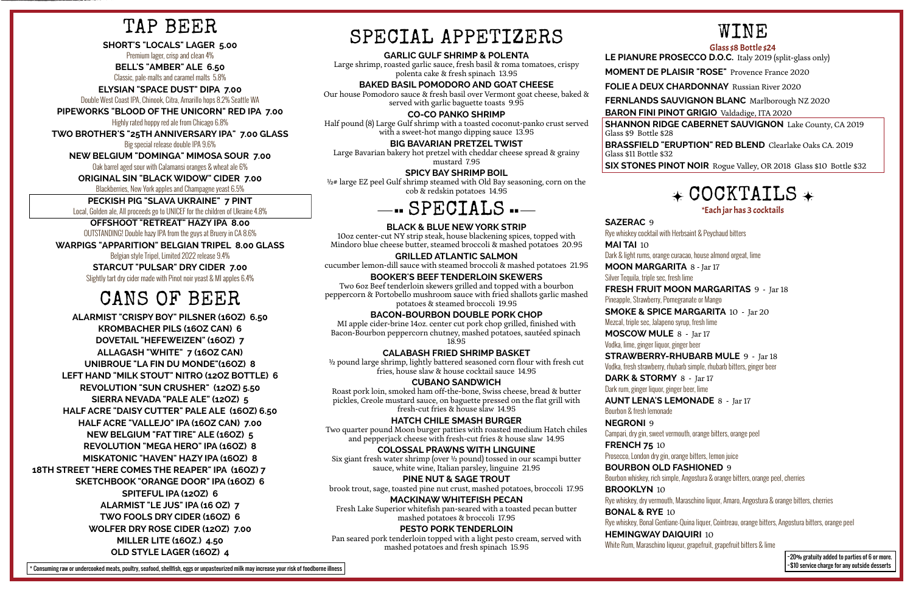# TAP BEER

**SHORT'S "LOCALS" LAGER 5.00**
Premium lager, crisp and clean 4%

**BELL'S "AMBER" ALE 6.50**
Classic, pale-malts and caramel malts 5.8%

**ELYSIAN "SPACE DUST" DIPA 7.00**
Double West Coast IPA, Chinook, Citra, Amarillo hops 8.2% Seattle WA

**PIPEWORKS "BLOOD OF THE UNICORN" RED IPA 7.00**
Highly rated hoppy red ale from Chicago 6.8%

**TWO BROTHER'S "25TH ANNIVERSARY IPA" 7.00 GLASS**
Big special release double IPA 9.6%

**NEW BELGIUM "DOMINGA" MIMOSA SOUR 7.00**
Oak barrel aged sour with Calamansi oranges & wheat ale 6%

**ORIGINAL SIN "BLACK WIDOW" CIDER 7.00**
Blackberries, New York apples and Champagne yeast 6.5%

**PECKISH PIG "SLAVA UKRAINE" 7 PINT**
Local, Golden ale, All proceeds go to UNICEF for the children of Ukraine 4.8%

**OFFSHOOT "RETREAT" HAZY IPA 8.00**
OUTSTANDING! Double hazy IPA from the guys at Bruery in CA 8.6%

**WARPIGS "APPARITION" BELGIAN TRIPEL 8.00 GLASS**
Belgian style Tripel, Limited 2022 release 9.4%

**STARCUT "PULSAR" DRY CIDER 7.00**
Slightly tart dry cider made with Pinot noir yeast & MI apples 6.4%

# CANS OF BEER

**ALARMIST "CRISPY BOY" PILSNER (16OZ) 6.50**
**KROMBACHER PILS (16OZ CAN) 6**
**DOVETAIL "HEFEWEIZEN" (16OZ) 7**
**ALLAGASH "WHITE" 7 (16OZ CAN)**
**UNIBROUE "LA FIN DU MONDE"(16OZ) 8**
**LEFT HAND "MILK STOUT" NITRO (12OZ BOTTLE) 6**
**REVOLUTION "SUN CRUSHER" (12OZ) 5.50**
**SIERRA NEVADA "PALE ALE" (12OZ) 5**
**HALF ACRE "DAISY CUTTER" PALE ALE (16OZ) 6.50**
**HALF ACRE "VALLEJO" IPA (16OZ CAN) 7.00**
**NEW BELGIUM "FAT TIRE" ALE (16OZ) 5**
**REVOLUTION "MEGA HERO" IPA (16OZ) 8**
**MISKATONIC "HAVEN" HAZY IPA (16OZ) 8**
**18TH STREET "HERE COMES THE REAPER" IPA (16OZ) 7**
**SKETCHBOOK "ORANGE DOOR" IPA (16OZ) 6**
**SPITEFUL IPA (12OZ) 6**
**ALARMIST "LE JUS" IPA (16 OZ) 7**
**TWO FOOLS DRY CIDER (16OZ) 6**
**WOLFER DRY ROSE CIDER (12OZ) 7.00**
**MILLER LITE (16OZ.) 4.50**
**OLD STYLE LAGER (16OZ) 4**

# SPECIAL APPETIZERS

**GARLIC GULF SHRIMP & POLENTA**
Large shrimp, roasted garlic sauce, fresh basil & roma tomatoes, crispy polenta cake & fresh spinach 13.95

**BAKED BASIL POMODORO AND GOAT CHEESE**
Our house Pomodoro sauce & fresh basil over Vermont goat cheese, baked & served with garlic baguette toasts 9.95

**CO-CO PANKO SHRIMP**
Half pound (8) Large Gulf shrimp with a toasted coconut-panko crust served with a sweet-hot mango dipping sauce 13.95

**BIG BAVARIAN PRETZEL TWIST**
Large Bavarian bakery hot pretzel with cheddar cheese spread & grainy mustard 7.95

**SPICY BAY SHRIMP BOIL**
½# large EZ peel Gulf shrimp steamed with Old Bay seasoning, corn on the cob & redskin potatoes 14.95

# SPECIALS

**BLACK & BLUE NEW YORK STRIP**
10oz center-cut NY strip steak, house blackening spices, topped with Mindoro blue cheese butter, steamed broccoli & mashed potatoes 20.95

**GRILLED ATLANTIC SALMON**
cucumber lemon-dill sauce with steamed broccoli & mashed potatoes 21.95

**BOOKER'S BEEF TENDERLOIN SKEWERS**
Two 6oz Beef tenderloin skewers grilled and topped with a bourbon peppercorn & Portobello mushroom sauce with fried shallots garlic mashed potatoes & steamed broccoli 19.95

**BACON-BOURBON DOUBLE PORK CHOP**
MI apple cider-brine 14oz. center cut pork chop grilled, finished with Bacon-Bourbon peppercorn chutney, mashed potatoes, sautéed spinach 18.95

**CALABASH FRIED SHRIMP BASKET**
½ pound large shrimp, lightly battered seasoned corn flour with fresh cut fries, house slaw & house cocktail sauce 14.95

**CUBANO SANDWICH**
Roast pork loin, smoked ham off-the-bone, Swiss cheese, bread & butter pickles, Creole mustard sauce, on baguette pressed on the flat grill with fresh-cut fries & house slaw 14.95

**HATCH CHILE SMASH BURGER**
Two quarter pound Moon burger patties with roasted medium Hatch chiles and pepperjack cheese with fresh-cut fries & house slaw 14.95

**COLOSSAL PRAWNS WITH LINGUINE**
Six giant fresh water shrimp (over ½ pound) tossed in our scampi butter sauce, white wine, Italian parsley, linguine 21.95

**PINE NUT & SAGE TROUT**
brook trout, sage, toasted pine nut crust, mashed potatoes, broccoli 17.95

**MACKINAW WHITEFISH PECAN**
Fresh Lake Superior whitefish pan-seared with a toasted pecan butter mashed potatoes & broccoli 17.95

**PESTO PORK TENDERLOIN**
Pan seared pork tenderloin topped with a light pesto cream, served with mashed potatoes and fresh spinach 15.95

# WINE

**Glass $8 Bottle $24**

**LE PIANURE PROSECCO D.O.C.** Italy 2019 (split-glass only)

**MOMENT DE PLAISIR "ROSE"** Provence France 2020

**FOLIE A DEUX CHARDONNAY** Russian River 2020

**FERNLANDS SAUVIGNON BLANC** Marlborough NZ 2020

**BARON FINI PINOT GRIGIO** Valdadige, ITA 2020

**SHANNON RIDGE CABERNET SAUVIGNON** Lake County, CA 2019
Glass $9 Bottle $28

**BRASSFIELD "ERUPTION" RED BLEND** Clearlake Oaks CA. 2019
Glass $11 Bottle $32

**SIX STONES PINOT NOIR** Rogue Valley, OR 2018 Glass $10 Bottle $32

# COCKTAILS

*Each jar has 3 cocktails

**SAZERAC** 9
Rye whiskey cocktail with Herbsaint & Peychaud bitters

**MAI TAI** 10
Dark & light rums, orange curacao, house almond orgeat, lime

**MOON MARGARITA** 8 - Jar 17
Silver Tequila, triple sec, fresh lime

**FRESH FRUIT MOON MARGARITAS** 9 - Jar 18
Pineapple, Strawberry, Pomegranate or Mango

**SMOKE & SPICE MARGARITA** 10 - Jar 20
Mezcal, triple sec, Jalapeno syrup, fresh lime

**MOSCOW MULE** 8 - Jar 17
Vodka, lime, ginger liquor, ginger beer

**STRAWBERRY-RHUBARB MULE** 9 - Jar 18
Vodka, fresh strawberry, rhubarb simple, rhubarb bitters, ginger beer

**DARK & STORMY** 8 - Jar 17
Dark rum, ginger liquor, ginger beer, lime

**AUNT LENA'S LEMONADE** 8 - Jar 17
Bourbon & fresh lemonade

**NEGRONI** 9
Campari, dry gin, sweet vermouth, orange bitters, orange peel

**FRENCH 75** 10
Prosecco, London dry gin, orange bitters, lemon juice

**BOURBON OLD FASHIONED** 9
Bourbon whiskey, rich simple, Angostura & orange bitters, orange peel, cherries

**BROOKLYN** 10
Rye whiskey, dry vermouth, Maraschino liquor, Amaro, Angostura & orange bitters, cherries

**BONAL & RYE** 10
Rye whiskey, Bonal Gentiane-Quina liquer, Cointreau, orange bitters, Angostura bitters, orange peel

**HEMINGWAY DAIQUIRI** 10
White Rum, Maraschino liqueur, grapefruit, grapefruit bitters & lime

-20% gratuity added to parties of 6 or more.
-$10 service charge for any outside desserts

* Consuming raw or undercooked meats, poultry, seafood, shellfish, eggs or unpasteurized milk may increase your risk of foodborne illness